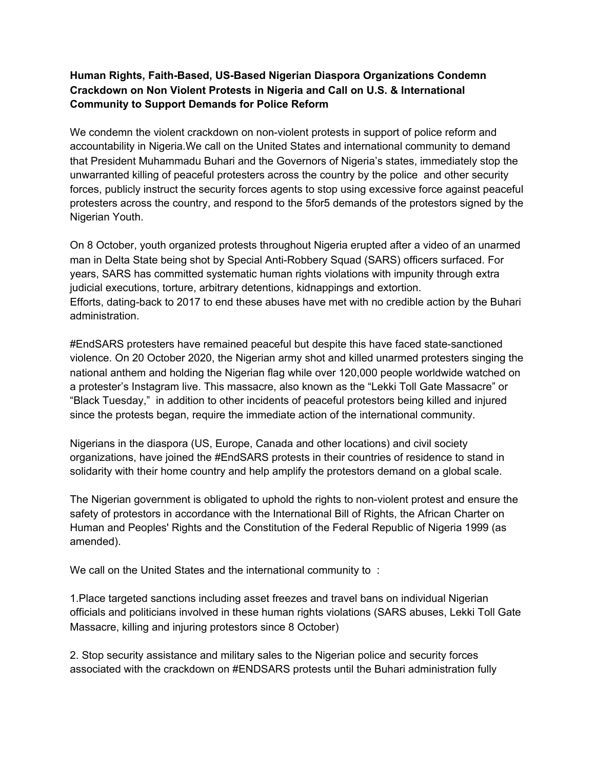**Human Rights, Faith-Based, US-Based Nigerian Diaspora Organizations Condemn Crackdown on Non Violent Protests in Nigeria and Call on U.S. & International Community to Support Demands for Police Reform**

We condemn the violent crackdown on non-violent protests in support of police reform and accountability in Nigeria.We call on the United States and international community to demand that President Muhammadu Buhari and the Governors of Nigeria's states, immediately stop the unwarranted killing of peaceful protesters across the country by the police and other security forces, publicly instruct the security forces agents to stop using excessive force against peaceful protesters across the country, and respond to the 5for5 demands of the protestors signed by the Nigerian Youth.

On 8 October, youth organized protests throughout Nigeria erupted after a video of an unarmed man in Delta State being shot by Special Anti-Robbery Squad (SARS) officers surfaced. For years, SARS has committed systematic human rights violations with impunity through extra judicial executions, torture, arbitrary detentions, kidnappings and extortion.
Efforts, dating-back to 2017 to end these abuses have met with no credible action by the Buhari administration.

#EndSARS protesters have remained peaceful but despite this have faced state-sanctioned violence. On 20 October 2020, the Nigerian army shot and killed unarmed protesters singing the national anthem and holding the Nigerian flag while over 120,000 people worldwide watched on a protester's Instagram live. This massacre, also known as the "Lekki Toll Gate Massacre" or "Black Tuesday," in addition to other incidents of peaceful protestors being killed and injured since the protests began, require the immediate action of the international community.

Nigerians in the diaspora (US, Europe, Canada and other locations) and civil society organizations, have joined the #EndSARS protests in their countries of residence to stand in solidarity with their home country and help amplify the protestors demand on a global scale.

The Nigerian government is obligated to uphold the rights to non-violent protest and ensure the safety of protestors in accordance with the International Bill of Rights, the African Charter on Human and Peoples' Rights and the Constitution of the Federal Republic of Nigeria 1999 (as amended).

We call on the United States and the international community to :

1.Place targeted sanctions including asset freezes and travel bans on individual Nigerian officials and politicians involved in these human rights violations (SARS abuses, Lekki Toll Gate Massacre, killing and injuring protestors since 8 October)

2. Stop security assistance and military sales to the Nigerian police and security forces associated with the crackdown on #ENDSARS protests until the Buhari administration fully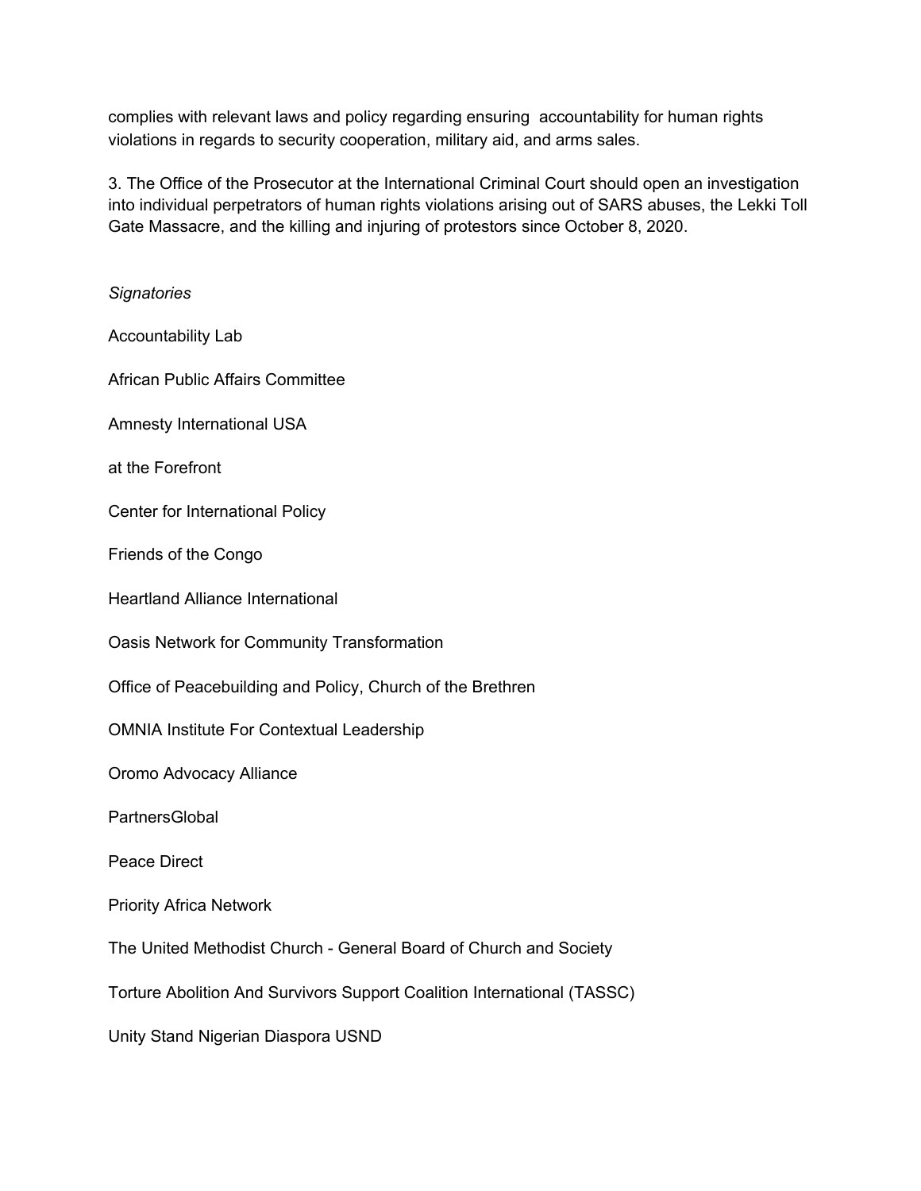complies with relevant laws and policy regarding ensuring accountability for human rights violations in regards to security cooperation, military aid, and arms sales.

3. The Office of the Prosecutor at the International Criminal Court should open an investigation into individual perpetrators of human rights violations arising out of SARS abuses, the Lekki Toll Gate Massacre, and the killing and injuring of protestors since October 8, 2020.

*Signatories*

Accountability Lab

African Public Affairs Committee

Amnesty International USA

at the Forefront

Center for International Policy

Friends of the Congo

Heartland Alliance International

Oasis Network for Community Transformation

Office of Peacebuilding and Policy, Church of the Brethren

OMNIA Institute For Contextual Leadership

Oromo Advocacy Alliance

PartnersGlobal

Peace Direct

Priority Africa Network

The United Methodist Church - General Board of Church and Society

Torture Abolition And Survivors Support Coalition International (TASSC)

Unity Stand Nigerian Diaspora USND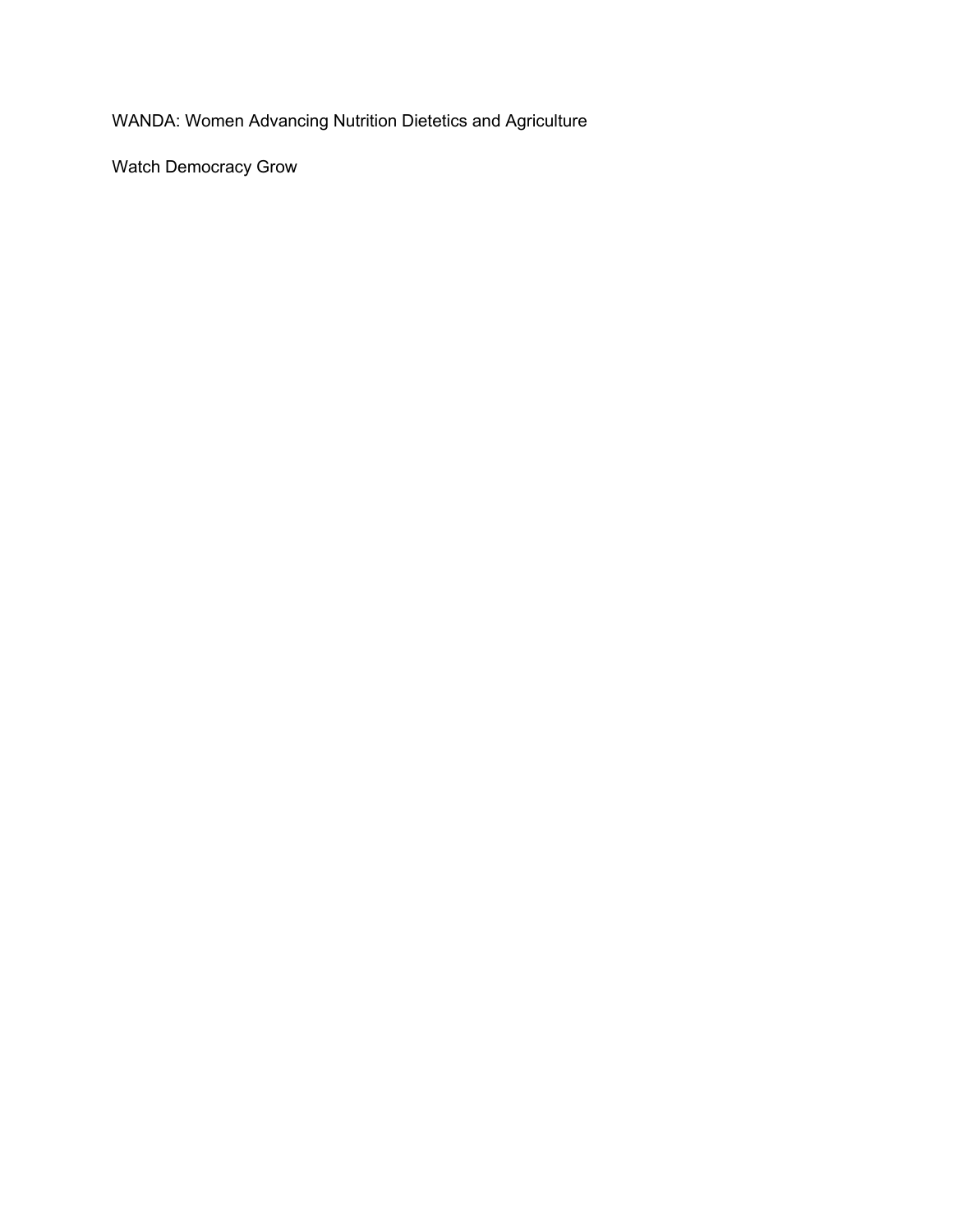WANDA: Women Advancing Nutrition Dietetics and Agriculture

Watch Democracy Grow